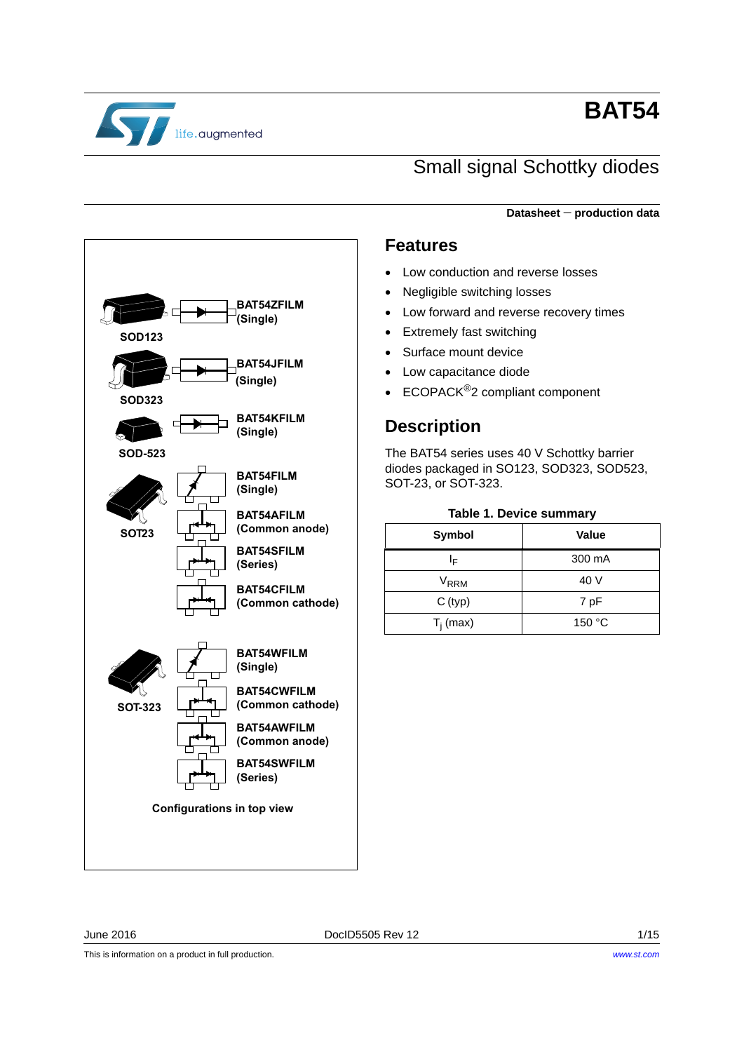# BAT54

## Small signal Schottky diodes

**Datasheet** – **production data**

**SOD123**

**BAT54ZFILM (Single)**

**SOD323**

**BAT54JFILM (Single)**

**SOD-523**

**BAT54KFILM (Single)**

**SOT23**

**BAT54FILM (Single)**

**BAT54AFILM (Common anode)**

**BAT54SFILM (Series)**

**BAT54CFILM (Common cathode)**

**SOT-323**

**BAT54WFILM (Single)**

**BAT54CWFILM (Common cathode)**

**BAT54AWFILM (Common anode)**

**BAT54SWFILM (Series)**

**Configurations in top view**

## Features

- Low conduction and reverse losses
- Negligible switching losses
- Low forward and reverse recovery times
- Extremely fast switching
- Surface mount device
- Low capacitance diode
- ECOPACK®2 compliant component

## Description

The BAT54 series uses 40 V Schottky barrier diodes packaged in SO123, SOD323, SOD523, SOT-23, or SOT-323.

**Table 1. Device summary**

| Symbol | Value |
|---|---|
| $I_F$ | 300 mA |
| $V_{RRM}$ | 40 V |
| C (typ) | 7 pF |
| $T_j$ (max) | 150 °C |

June 2016 DocID5505 Rev 12

This is information on a product in full production. www.st.com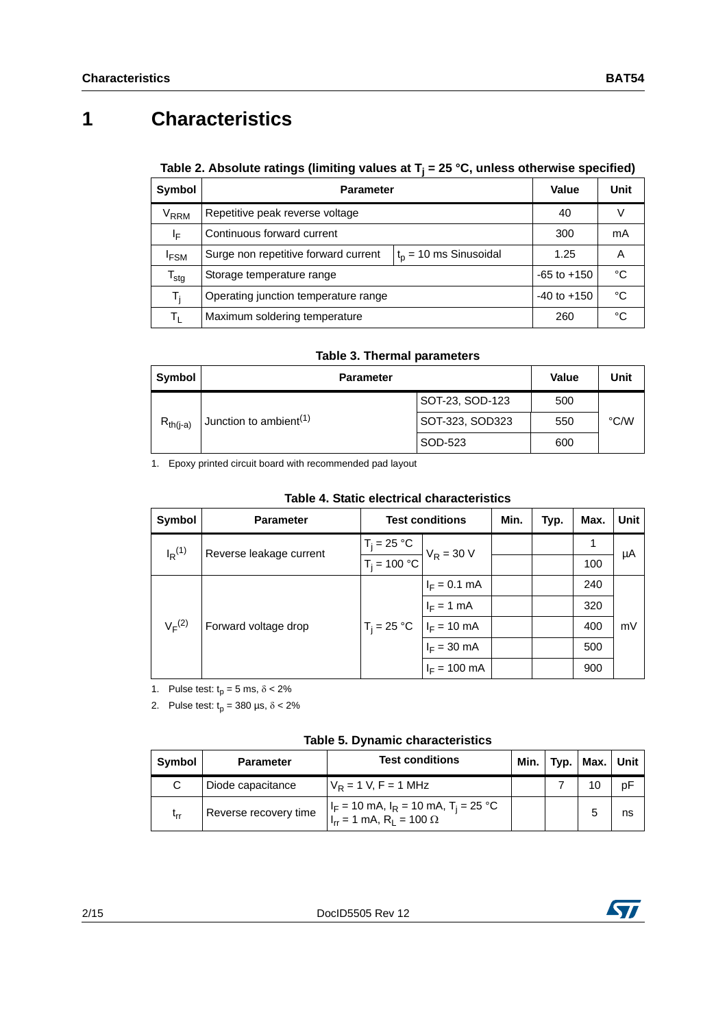# 1 Characteristics

**Table 2. Absolute ratings (limiting values at $T_j$ = 25 °C, unless otherwise specified)**

| Symbol | Parameter | | Value | Unit |
|---|---|---|---|---|
| $V_{RRM}$ | Repetitive peak reverse voltage | | 40 | V |
| $I_F$ | Continuous forward current | | 300 | mA |
| $I_{FSM}$ | Surge non repetitive forward current | $t_p$ = 10 ms Sinusoidal | 1.25 | A |
| $T_{stg}$ | Storage temperature range | | -65 to +150 | °C |
| $T_j$ | Operating junction temperature range | | -40 to +150 | °C |
| $T_L$ | Maximum soldering temperature | | 260 | °C |

**Table 3. Thermal parameters**

| Symbol | Parameter | | Value | Unit |
|---|---|---|---|---|
| $R_{th(j-a)}$ | Junction to ambient[1] | SOT-23, SOD-123 | 500 | °C/W |
| | | SOT-323, SOD323 | 550 | |
| | | SOD-523 | 600 | |

1. Epoxy printed circuit board with recommended pad layout

**Table 4. Static electrical characteristics**

| Symbol | Parameter | Test conditions | | Min. | Typ. | Max. | Unit |
|---|---|---|---|---|---|---|---|
| $I_R$[1] | Reverse leakage current | $T_j$ = 25 °C | $V_R$ = 30 V | | | 1 | µA |
| | | $T_j$ = 100 °C | | | | 100 | |
| $V_F$[2] | Forward voltage drop | $T_j$ = 25 °C | $I_F$ = 0.1 mA | | | 240 | mV |
| | | | $I_F$ = 1 mA | | | 320 | |
| | | | $I_F$ = 10 mA | | | 400 | |
| | | | $I_F$ = 30 mA | | | 500 | |
| | | | $I_F$ = 100 mA | | | 900 | |

1. Pulse test: $t_p$ = 5 ms, $\delta$ < 2%
2. Pulse test: $t_p$ = 380 µs, $\delta$ < 2%

**Table 5. Dynamic characteristics**

| Symbol | Parameter | Test conditions | Min. | Typ. | Max. | Unit |
|---|---|---|---|---|---|---|
| C | Diode capacitance | $V_R$ = 1 V, F = 1 MHz | | 7 | 10 | pF |
| $t_{rr}$ | Reverse recovery time | $I_F$ = 10 mA, $I_R$ = 10 mA, $T_j$ = 25 °C<br>$I_{rr}$ = 1 mA, $R_L$ = 100 Ω | | | 5 | ns |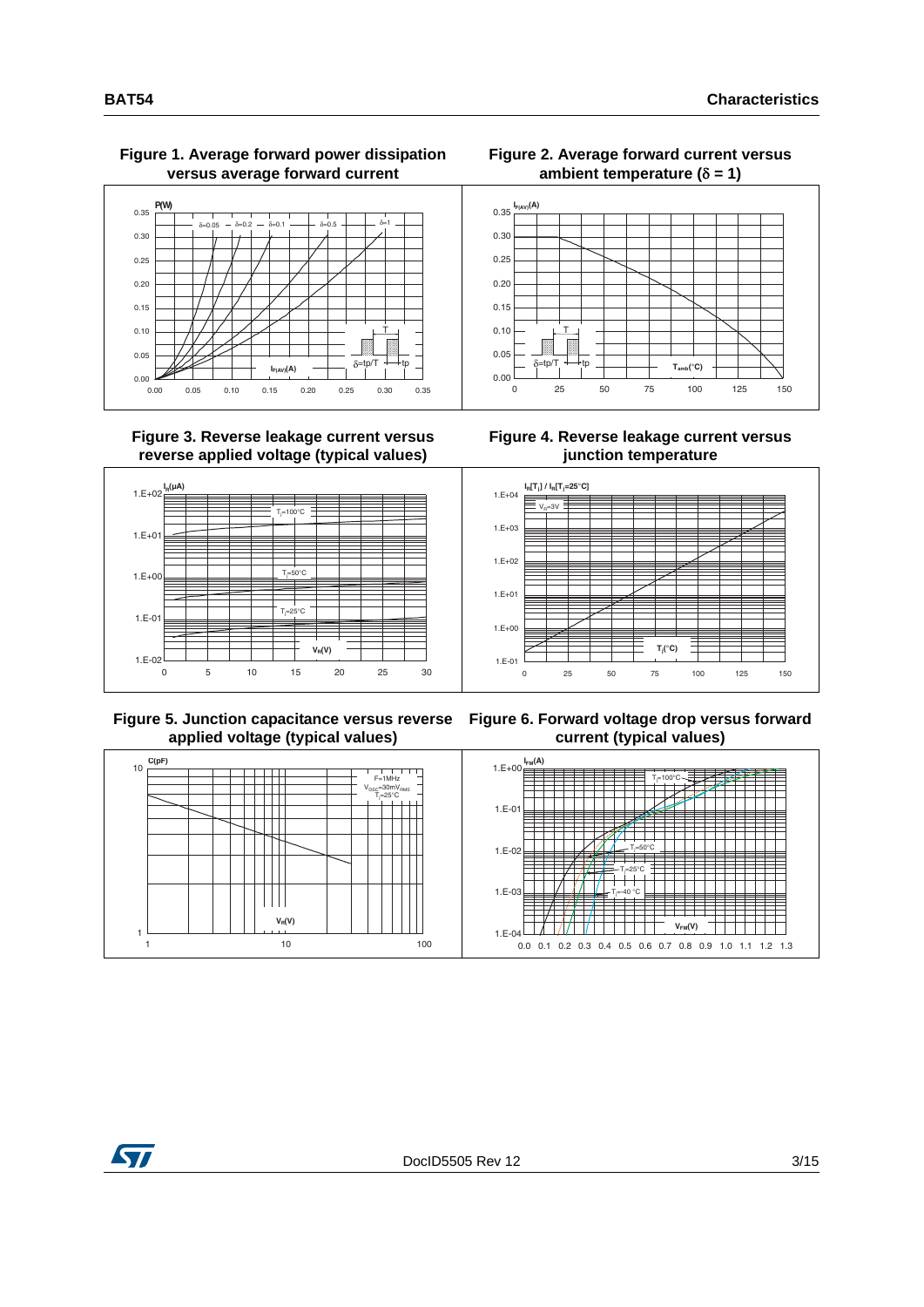**Figure 1. Average forward power dissipation versus average forward current**

**Figure 2. Average forward current versus ambient temperature (δ = 1)**

**Figure 3. Reverse leakage current versus reverse applied voltage (typical values)**

**Figure 4. Reverse leakage current versus junction temperature**

**Figure 5. Junction capacitance versus reverse applied voltage (typical values)**

**Figure 6. Forward voltage drop versus forward current (typical values)**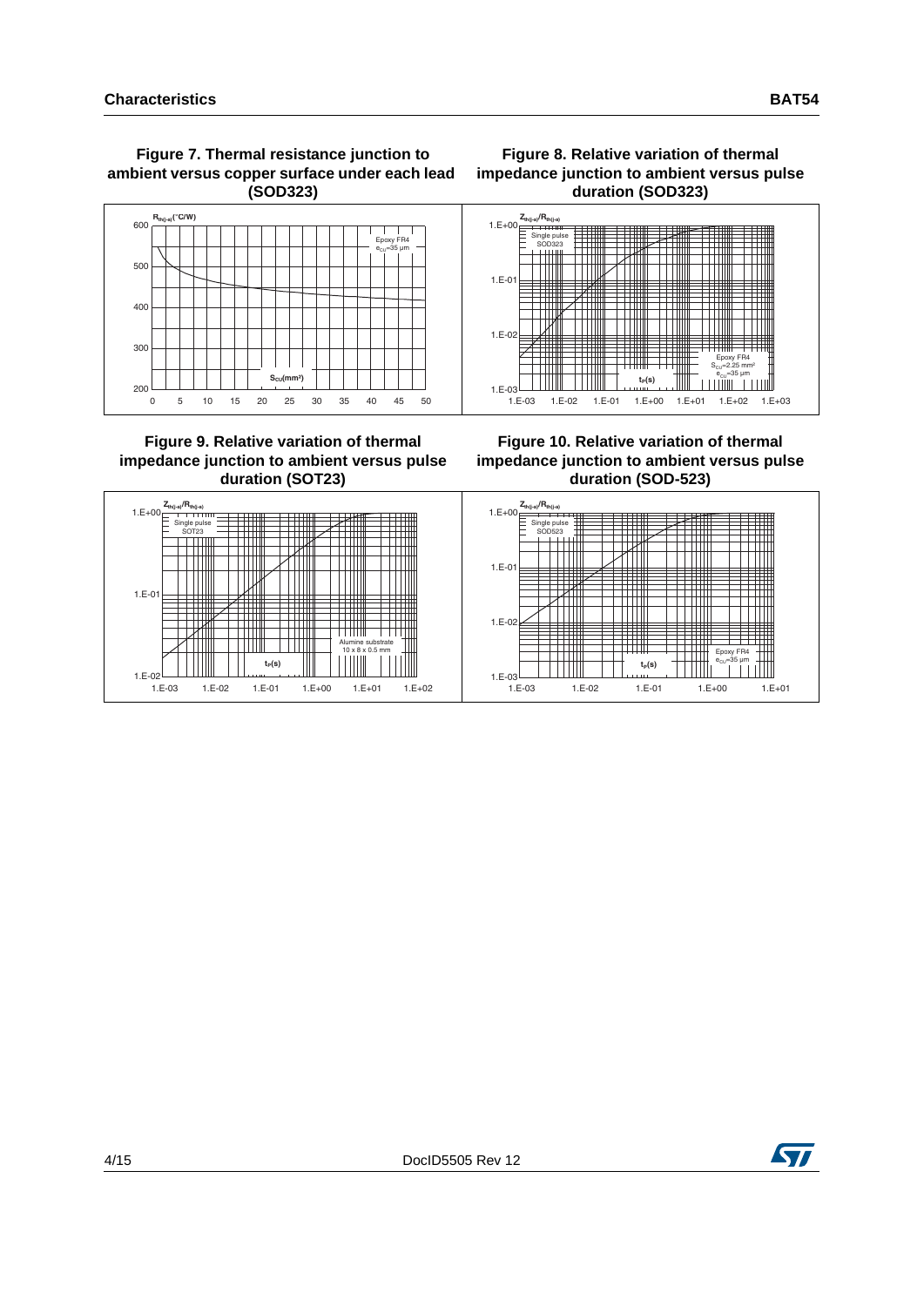**Figure 7. Thermal resistance junction to ambient versus copper surface under each lead (SOD323)**

$R_{th(j-a)}$(°C/W)

Epoxy FR4
$e_{CU}$=35 µm

$S_{CU}$(mm²)

**Figure 8. Relative variation of thermal impedance junction to ambient versus pulse duration (SOD323)**

$Z_{th(j-a)}/R_{th(j-a)}$

Single pulse
SOD323

Epoxy FR4
$S_{CU}$=2.25 mm²
$e_{CU}$=35 µm

$t_P$(s)

**Figure 9. Relative variation of thermal impedance junction to ambient versus pulse duration (SOT23)**

$Z_{th(j-a)}/R_{th(j-a)}$

Single pulse
SOT23

Alumine substrate
10 x 8 x 0.5 mm

$t_P$(s)

**Figure 10. Relative variation of thermal impedance junction to ambient versus pulse duration (SOD-523)**

$Z_{th(j-a)}/R_{th(j-a)}$

Single pulse
SOD523

Epoxy FR4
$e_{CU}$=35 µm

$t_P$(s)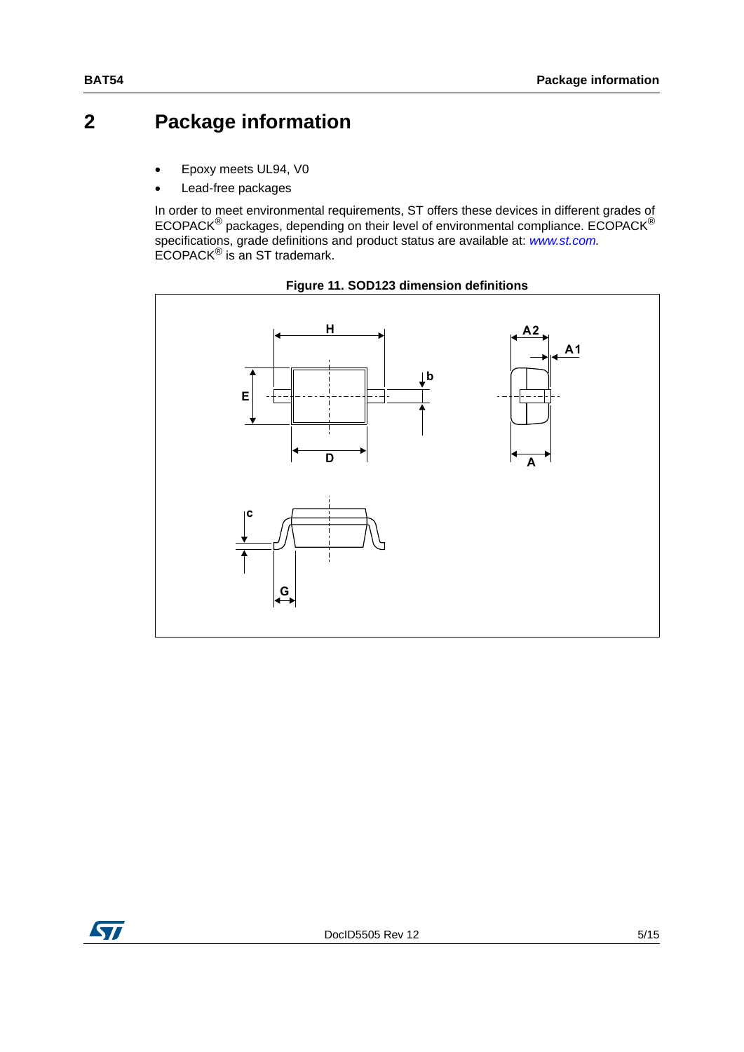# 2 Package information

- Epoxy meets UL94, V0
- Lead-free packages

In order to meet environmental requirements, ST offers these devices in different grades of ECOPACK® packages, depending on their level of environmental compliance. ECOPACK® specifications, grade definitions and product status are available at: *www.st.com*. ECOPACK® is an ST trademark.

**Figure 11. SOD123 dimension definitions**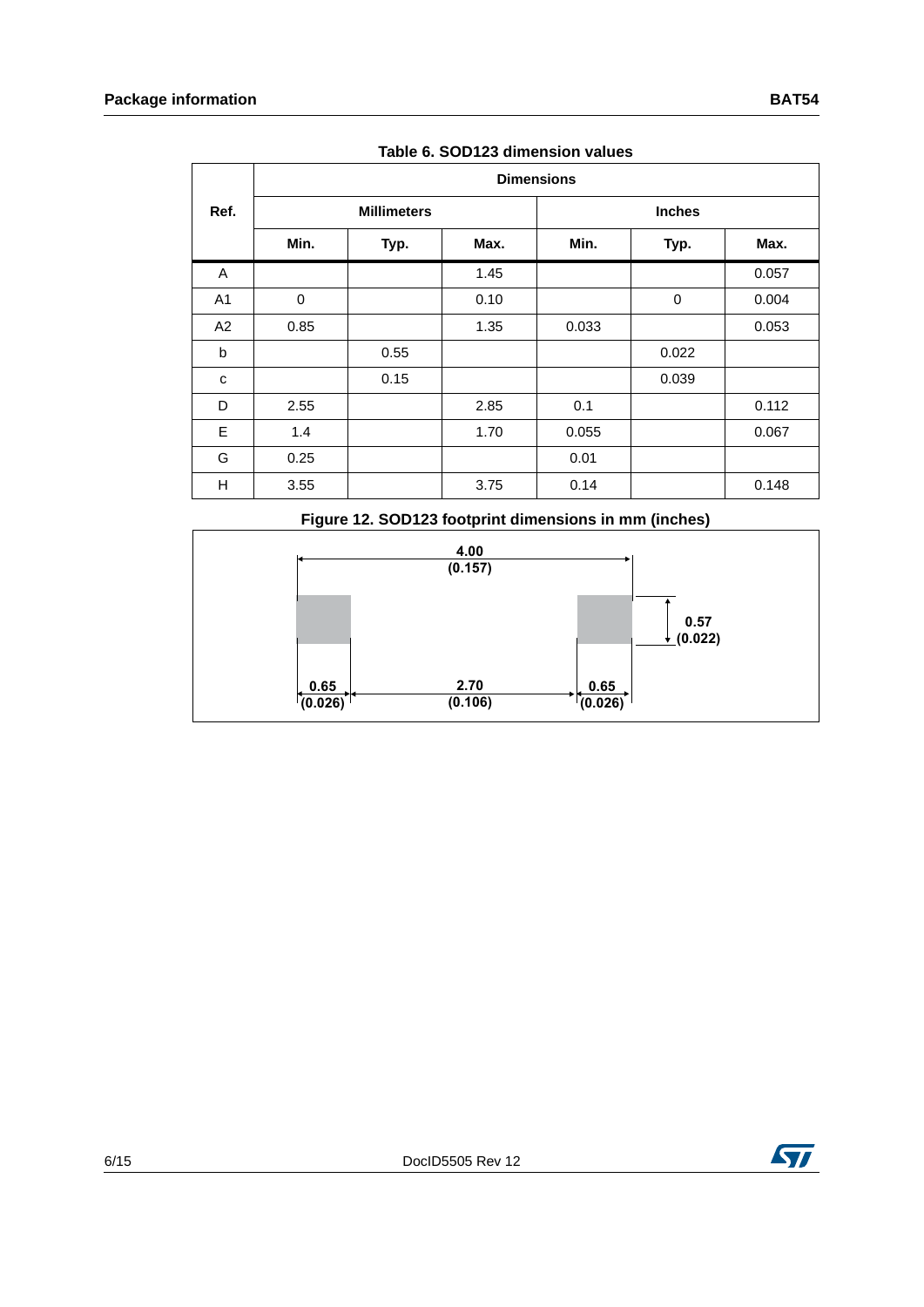**Table 6. SOD123 dimension values**

| Ref. | Dimensions | | | | | |
|---|---|---|---|---|---|---|
| | Millimeters | | | Inches | | |
| | Min. | Typ. | Max. | Min. | Typ. | Max. |
| A | | | 1.45 | | | 0.057 |
| A1 | 0 | | 0.10 | | 0 | 0.004 |
| A2 | 0.85 | | 1.35 | 0.033 | | 0.053 |
| b | | 0.55 | | | 0.022 | |
| c | | 0.15 | | | 0.039 | |
| D | 2.55 | | 2.85 | 0.1 | | 0.112 |
| E | 1.4 | | 1.70 | 0.055 | | 0.067 |
| G | 0.25 | | | 0.01 | | |
| H | 3.55 | | 3.75 | 0.14 | | 0.148 |

**Figure 12. SOD123 footprint dimensions in mm (inches)**

4.00 (0.157)

0.57 (0.022)

0.65 (0.026) 2.70 (0.106) 0.65 (0.026)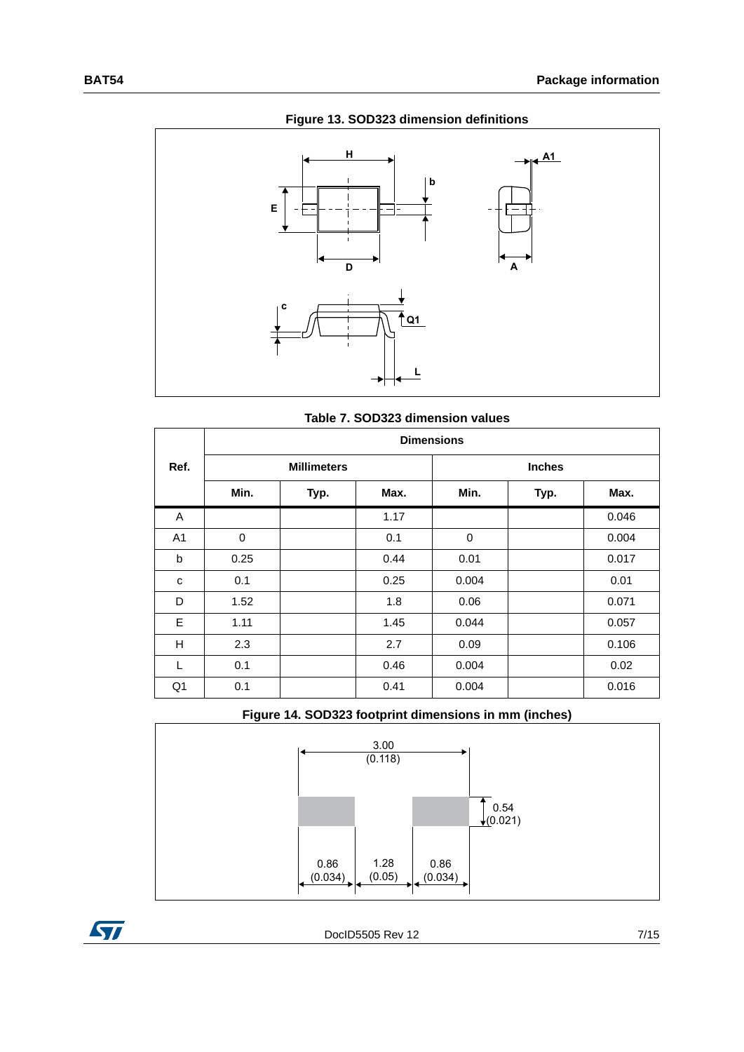**Figure 13. SOD323 dimension definitions**

**Table 7. SOD323 dimension values**

| Ref. | Dimensions | | | | | |
|---|---|---|---|---|---|---|
| | Millimeters | | | Inches | | |
| | Min. | Typ. | Max. | Min. | Typ. | Max. |
| A | | | 1.17 | | | 0.046 |
| A1 | 0 | | 0.1 | 0 | | 0.004 |
| b | 0.25 | | 0.44 | 0.01 | | 0.017 |
| c | 0.1 | | 0.25 | 0.004 | | 0.01 |
| D | 1.52 | | 1.8 | 0.06 | | 0.071 |
| E | 1.11 | | 1.45 | 0.044 | | 0.057 |
| H | 2.3 | | 2.7 | 0.09 | | 0.106 |
| L | 0.1 | | 0.46 | 0.004 | | 0.02 |
| Q1 | 0.1 | | 0.41 | 0.004 | | 0.016 |

**Figure 14. SOD323 footprint dimensions in mm (inches)**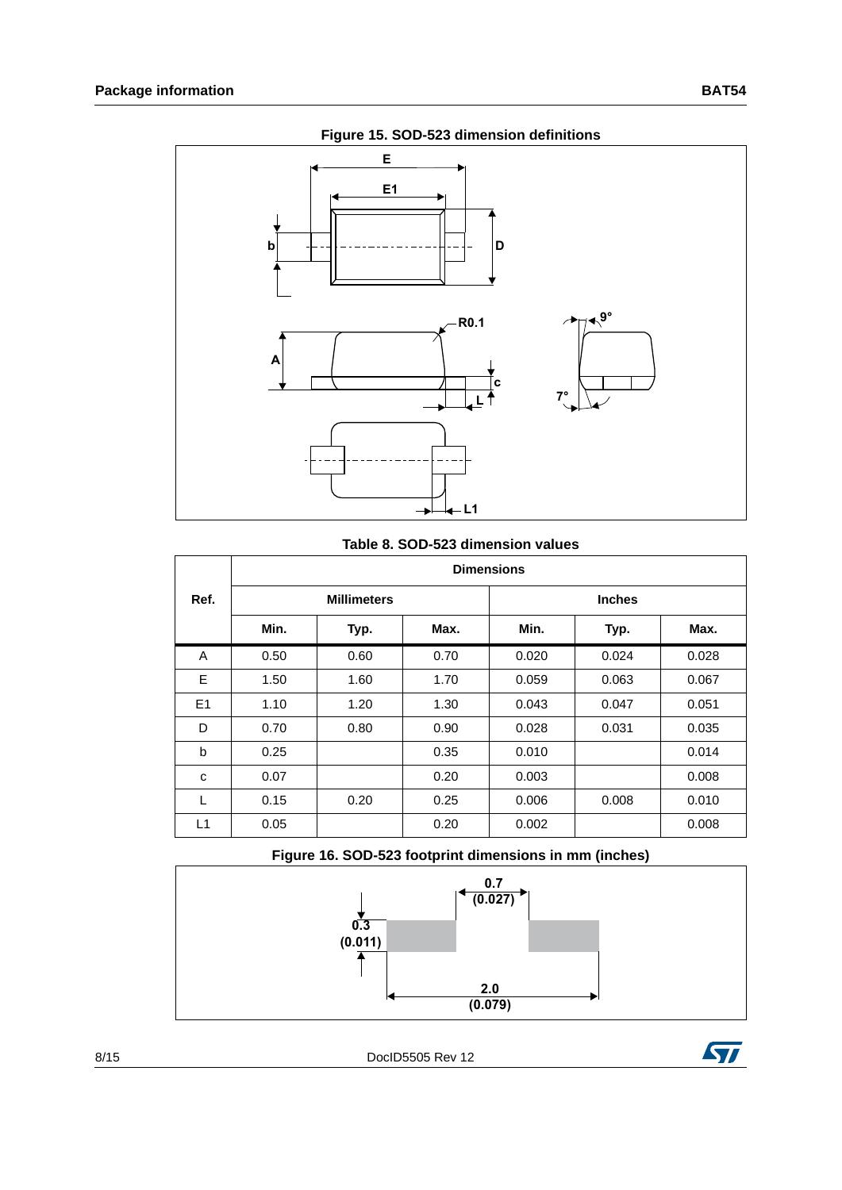**Figure 15. SOD-523 dimension definitions**

**Table 8. SOD-523 dimension values**

| Ref. | Dimensions | | | | | |
|---|---|---|---|---|---|---|
| | Millimeters | | | Inches | | |
| | Min. | Typ. | Max. | Min. | Typ. | Max. |
| A | 0.50 | 0.60 | 0.70 | 0.020 | 0.024 | 0.028 |
| E | 1.50 | 1.60 | 1.70 | 0.059 | 0.063 | 0.067 |
| E1 | 1.10 | 1.20 | 1.30 | 0.043 | 0.047 | 0.051 |
| D | 0.70 | 0.80 | 0.90 | 0.028 | 0.031 | 0.035 |
| b | 0.25 | | 0.35 | 0.010 | | 0.014 |
| c | 0.07 | | 0.20 | 0.003 | | 0.008 |
| L | 0.15 | 0.20 | 0.25 | 0.006 | 0.008 | 0.010 |
| L1 | 0.05 | | 0.20 | 0.002 | | 0.008 |

**Figure 16. SOD-523 footprint dimensions in mm (inches)**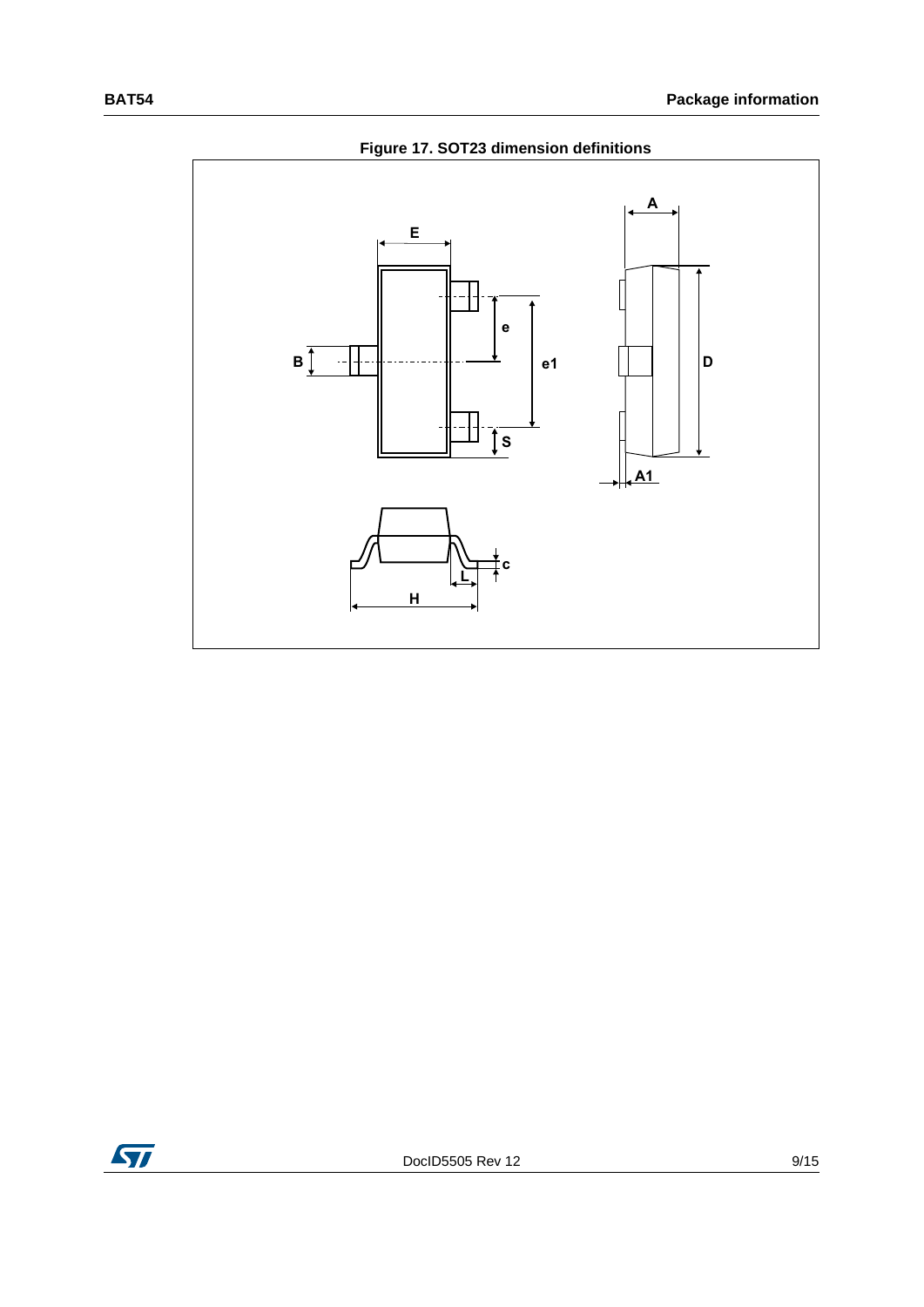Figure 17. SOT23 dimension definitions

E

A

B

e

e1

D

S

A1

c

L

H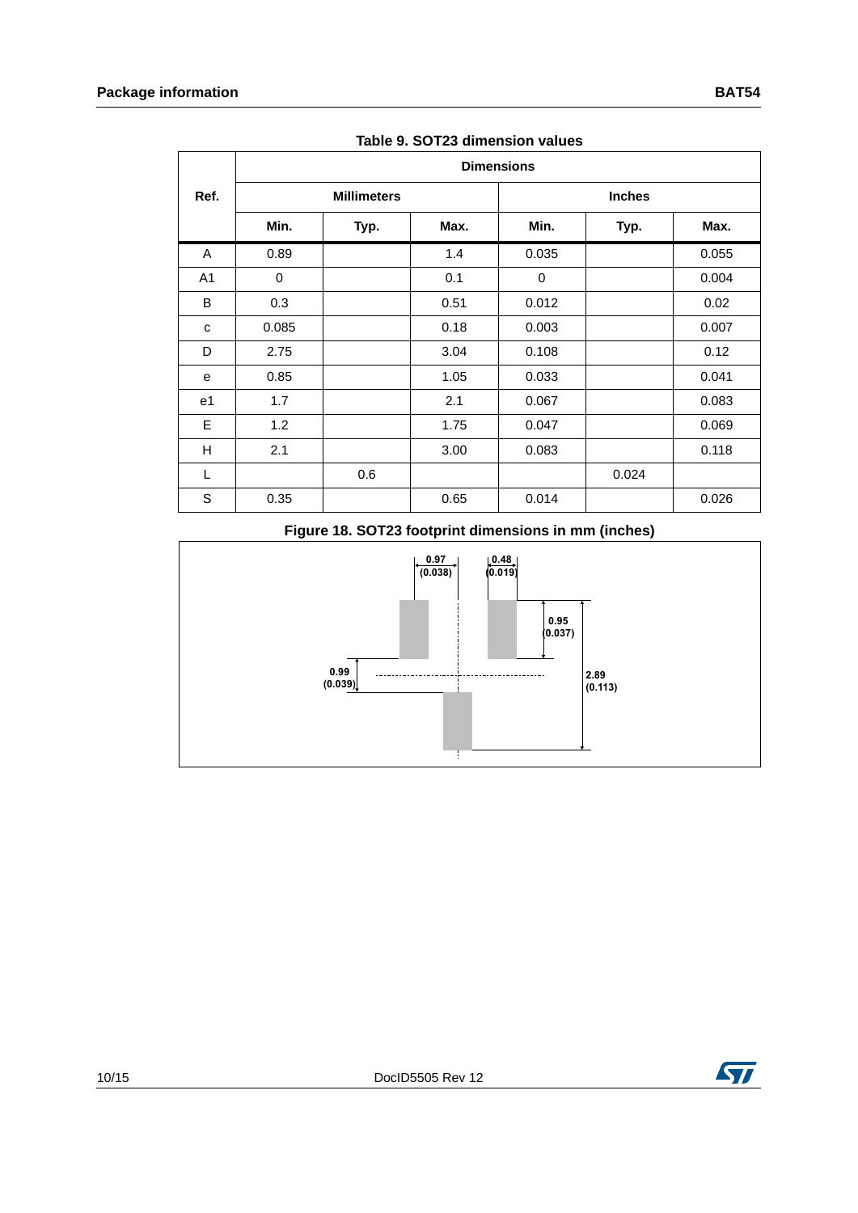Table 9. SOT23 dimension values

| Ref. | Dimensions | | | | | |
|---|---|---|---|---|---|---|
| | Millimeters | | | Inches | | |
| | Min. | Typ. | Max. | Min. | Typ. | Max. |
| A | 0.89 | | 1.4 | 0.035 | | 0.055 |
| A1 | 0 | | 0.1 | 0 | | 0.004 |
| B | 0.3 | | 0.51 | 0.012 | | 0.02 |
| c | 0.085 | | 0.18 | 0.003 | | 0.007 |
| D | 2.75 | | 3.04 | 0.108 | | 0.12 |
| e | 0.85 | | 1.05 | 0.033 | | 0.041 |
| e1 | 1.7 | | 2.1 | 0.067 | | 0.083 |
| E | 1.2 | | 1.75 | 0.047 | | 0.069 |
| H | 2.1 | | 3.00 | 0.083 | | 0.118 |
| L | | 0.6 | | | 0.024 | |
| S | 0.35 | | 0.65 | 0.014 | | 0.026 |

Figure 18. SOT23 footprint dimensions in mm (inches)

0.97 (0.038)
0.48 (0.019)
0.95 (0.037)
0.99 (0.039)
2.89 (0.113)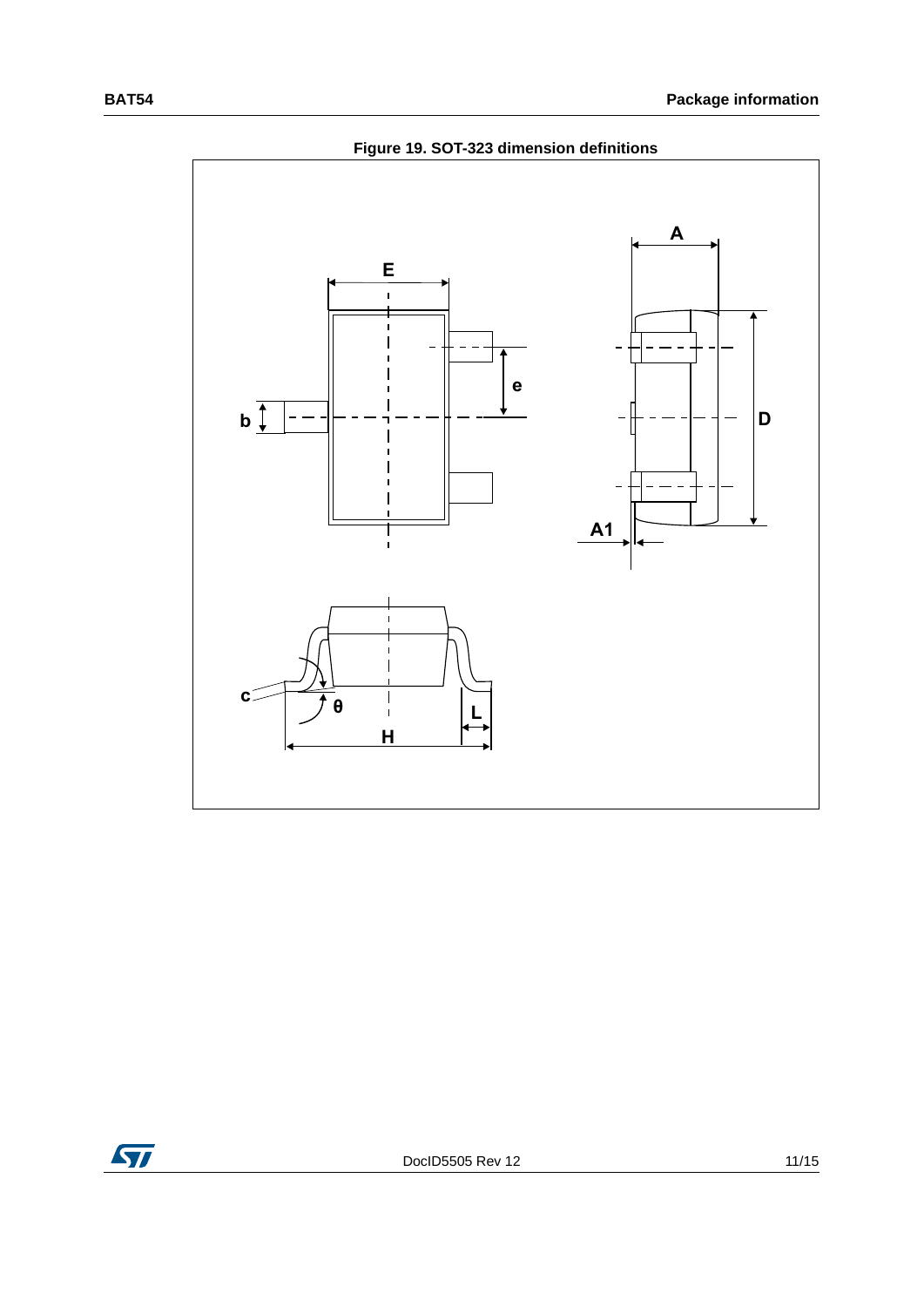Figure 19. SOT-323 dimension definitions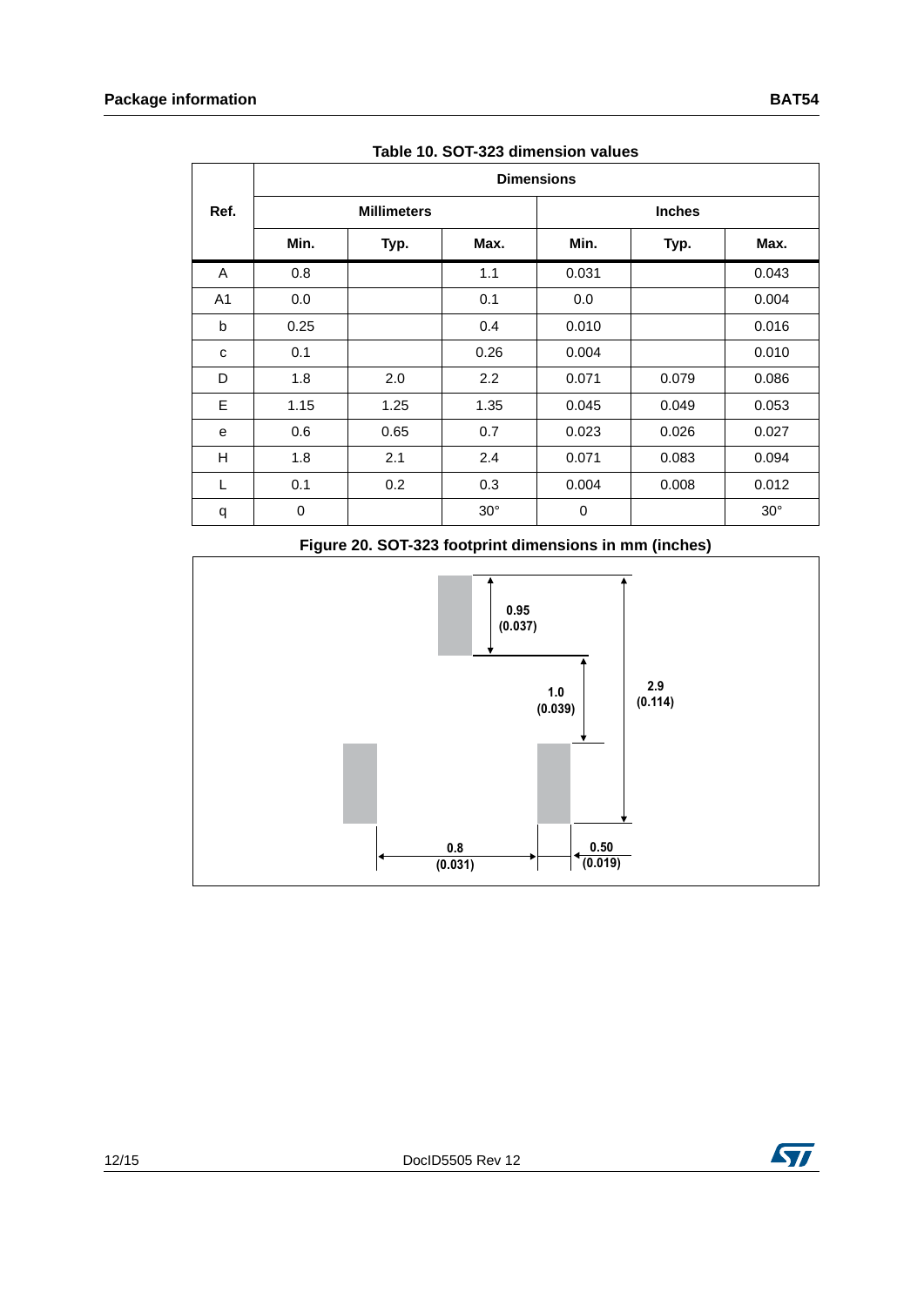Table 10. SOT-323 dimension values

| Ref. | Dimensions | | | | | |
|---|---|---|---|---|---|---|
| | Millimeters | | | Inches | | |
| | Min. | Typ. | Max. | Min. | Typ. | Max. |
| A | 0.8 | | 1.1 | 0.031 | | 0.043 |
| A1 | 0.0 | | 0.1 | 0.0 | | 0.004 |
| b | 0.25 | | 0.4 | 0.010 | | 0.016 |
| c | 0.1 | | 0.26 | 0.004 | | 0.010 |
| D | 1.8 | 2.0 | 2.2 | 0.071 | 0.079 | 0.086 |
| E | 1.15 | 1.25 | 1.35 | 0.045 | 0.049 | 0.053 |
| e | 0.6 | 0.65 | 0.7 | 0.023 | 0.026 | 0.027 |
| H | 1.8 | 2.1 | 2.4 | 0.071 | 0.083 | 0.094 |
| L | 0.1 | 0.2 | 0.3 | 0.004 | 0.008 | 0.012 |
| q | 0 | | 30° | 0 | | 30° |

Figure 20. SOT-323 footprint dimensions in mm (inches)

0.95 (0.037)

1.0 (0.039)

2.9 (0.114)

0.8 (0.031)

0.50 (0.019)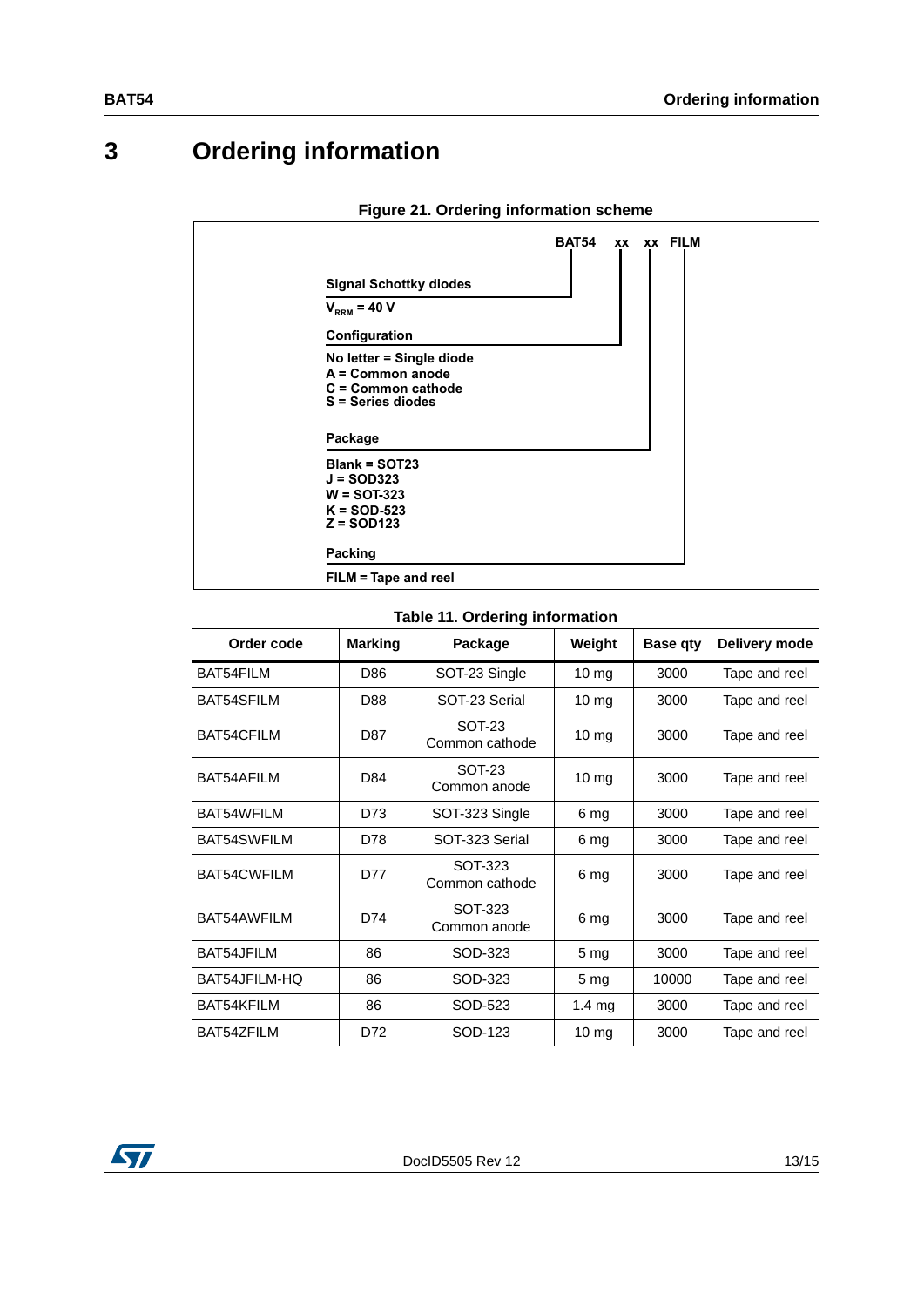# 3 Ordering information

**Figure 21. Ordering information scheme**

**BAT54 xx xx FILM**

**Signal Schottky diodes**

**$V_{RRM}$ = 40 V**

**Configuration**

**No letter = Single diode**
**A = Common anode**
**C = Common cathode**
**S = Series diodes**

**Package**

**Blank = SOT23**
**J = SOD323**
**W = SOT-323**
**K = SOD-523**
**Z = SOD123**

**Packing**

**FILM = Tape and reel**

**Table 11. Ordering information**

| Order code | Marking | Package | Weight | Base qty | Delivery mode |
|---|---|---|---|---|---|
| BAT54FILM | D86 | SOT-23 Single | 10 mg | 3000 | Tape and reel |
| BAT54SFILM | D88 | SOT-23 Serial | 10 mg | 3000 | Tape and reel |
| BAT54CFILM | D87 | SOT-23 Common cathode | 10 mg | 3000 | Tape and reel |
| BAT54AFILM | D84 | SOT-23 Common anode | 10 mg | 3000 | Tape and reel |
| BAT54WFILM | D73 | SOT-323 Single | 6 mg | 3000 | Tape and reel |
| BAT54SWFILM | D78 | SOT-323 Serial | 6 mg | 3000 | Tape and reel |
| BAT54CWFILM | D77 | SOT-323 Common cathode | 6 mg | 3000 | Tape and reel |
| BAT54AWFILM | D74 | SOT-323 Common anode | 6 mg | 3000 | Tape and reel |
| BAT54JFILM | 86 | SOD-323 | 5 mg | 3000 | Tape and reel |
| BAT54JFILM-HQ | 86 | SOD-323 | 5 mg | 10000 | Tape and reel |
| BAT54KFILM | 86 | SOD-523 | 1.4 mg | 3000 | Tape and reel |
| BAT54ZFILM | D72 | SOD-123 | 10 mg | 3000 | Tape and reel |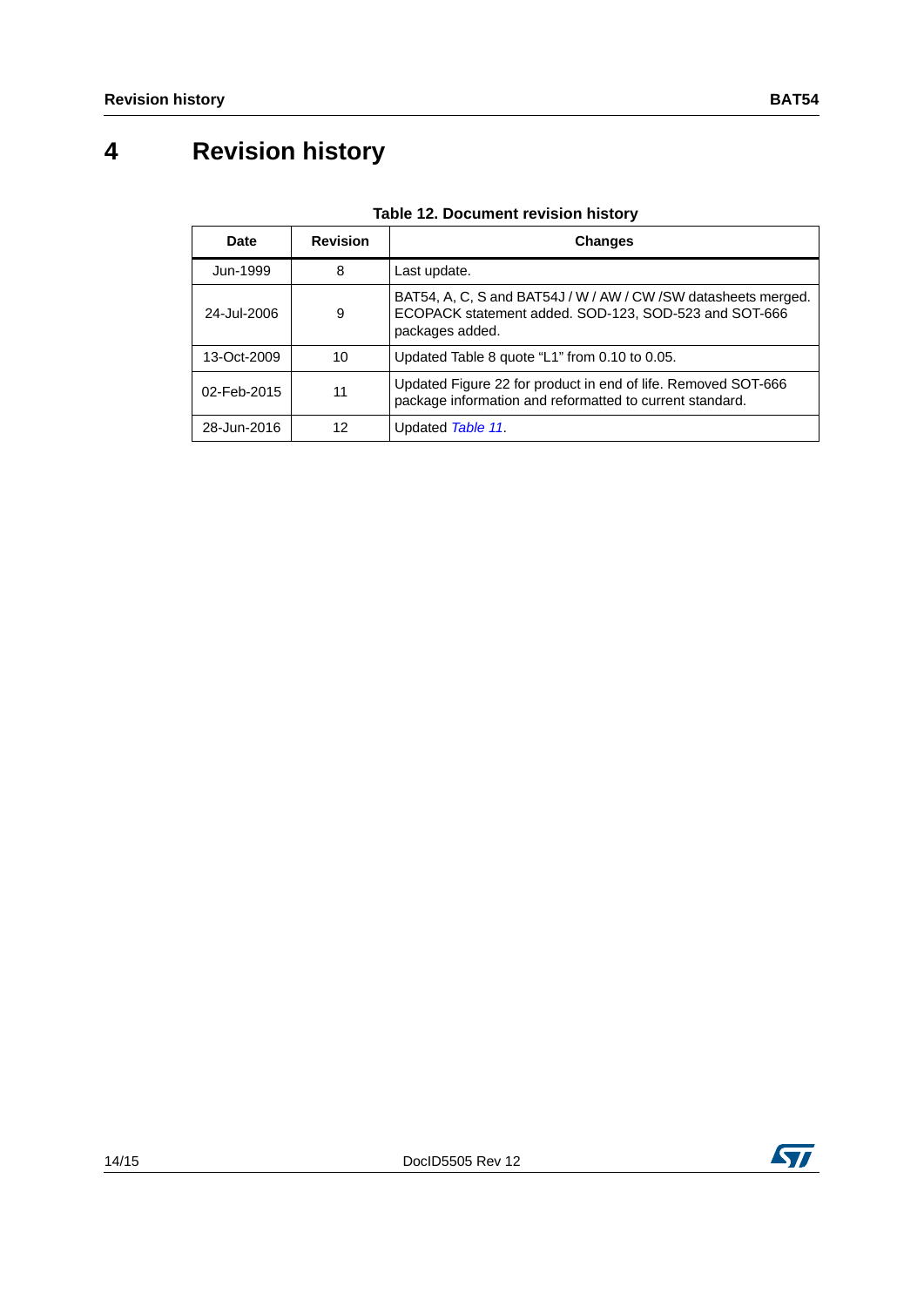# 4 Revision history

**Table 12. Document revision history**

| Date | Revision | Changes |
|---|---|---|
| Jun-1999 | 8 | Last update. |
| 24-Jul-2006 | 9 | BAT54, A, C, S and BAT54J / W / AW / CW /SW datasheets merged. ECOPACK statement added. SOD-123, SOD-523 and SOT-666 packages added. |
| 13-Oct-2009 | 10 | Updated Table 8 quote “L1” from 0.10 to 0.05. |
| 02-Feb-2015 | 11 | Updated Figure 22 for product in end of life. Removed SOT-666 package information and reformatted to current standard. |
| 28-Jun-2016 | 12 | Updated *Table 11*. |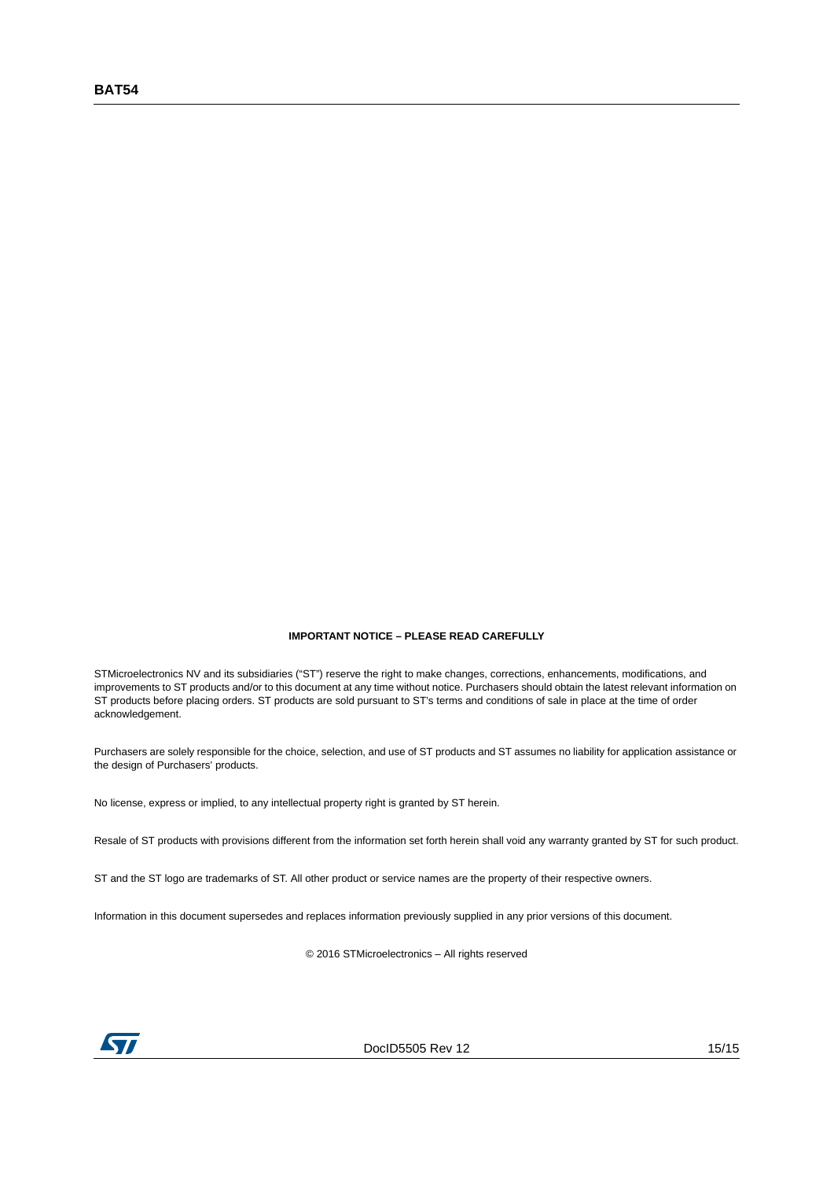**IMPORTANT NOTICE – PLEASE READ CAREFULLY**

STMicroelectronics NV and its subsidiaries ("ST") reserve the right to make changes, corrections, enhancements, modifications, and improvements to ST products and/or to this document at any time without notice. Purchasers should obtain the latest relevant information on ST products before placing orders. ST products are sold pursuant to ST's terms and conditions of sale in place at the time of order acknowledgement.

Purchasers are solely responsible for the choice, selection, and use of ST products and ST assumes no liability for application assistance or the design of Purchasers' products.

No license, express or implied, to any intellectual property right is granted by ST herein.

Resale of ST products with provisions different from the information set forth herein shall void any warranty granted by ST for such product.

ST and the ST logo are trademarks of ST. All other product or service names are the property of their respective owners.

Information in this document supersedes and replaces information previously supplied in any prior versions of this document.

© 2016 STMicroelectronics – All rights reserved